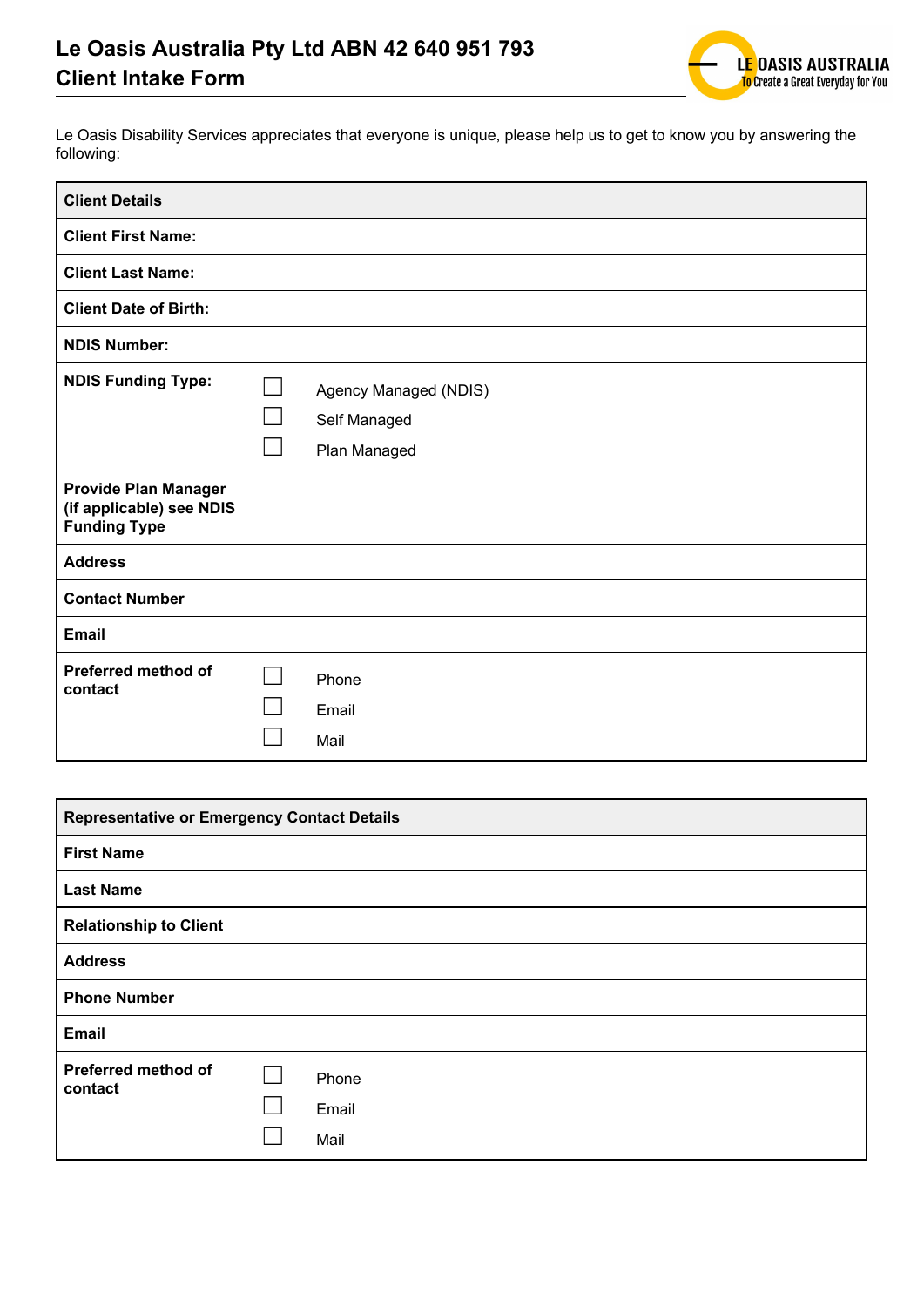# Le Oasis Australia Pty Ltd ABN 42 640 951 793
## Client Intake Form

LE OASIS AUSTRALIA
To Create a Great Everyday for You

Le Oasis Disability Services appreciates that everyone is unique, please help us to get to know you by answering the following:

| **Client Details** | |
|---|---|
| **Client First Name:** | |
| **Client Last Name:** | |
| **Client Date of Birth:** | |
| **NDIS Number:** | |
| **NDIS Funding Type:** | ☐ Agency Managed (NDIS)<br>☐ Self Managed<br>☐ Plan Managed |
| **Provide Plan Manager (if applicable) see NDIS Funding Type** | |
| **Address** | |
| **Contact Number** | |
| **Email** | |
| **Preferred method of contact** | ☐ Phone<br>☐ Email<br>☐ Mail |

| **Representative or Emergency Contact Details** | |
|---|---|
| **First Name** | |
| **Last Name** | |
| **Relationship to Client** | |
| **Address** | |
| **Phone Number** | |
| **Email** | |
| **Preferred method of contact** | ☐ Phone<br>☐ Email<br>☐ Mail |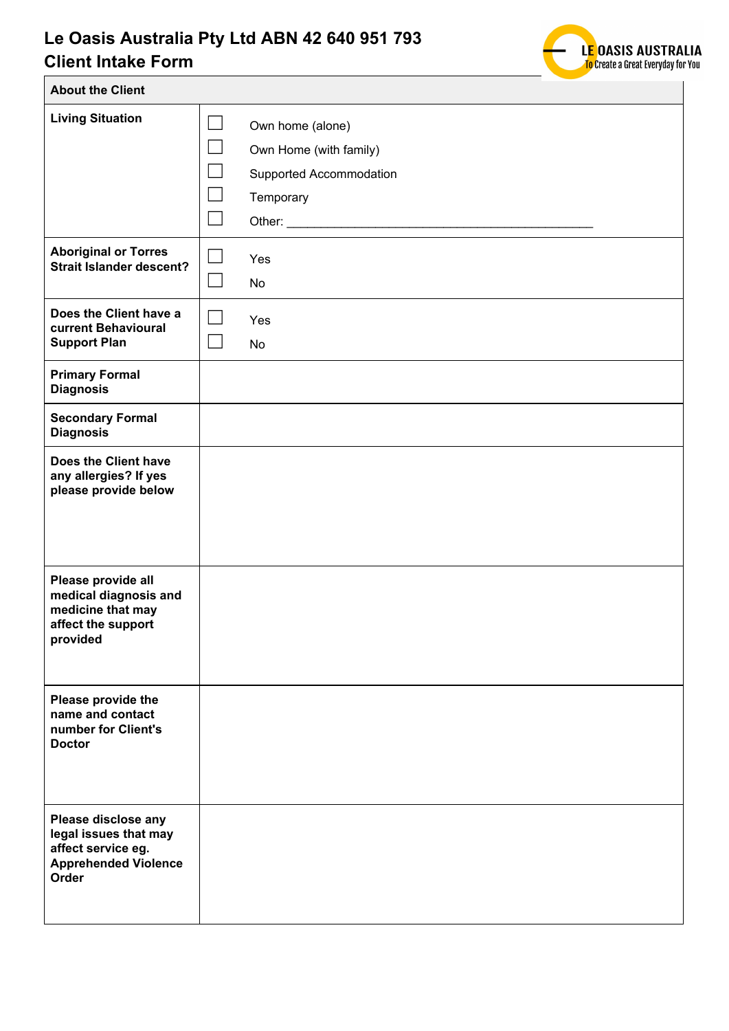# Le Oasis Australia Pty Ltd ABN 42 640 951 793
## Client Intake Form

LE OASIS AUSTRALIA
To Create a Great Everyday for You

| About the Client | |
|---|---|
| **Living Situation** | ☐ Own home (alone)<br>☐ Own Home (with family)<br>☐ Supported Accommodation<br>☐ Temporary<br>☐ Other: ___________________________________________ |
| **Aboriginal or Torres Strait Islander descent?** | ☐ Yes<br>☐ No |
| **Does the Client have a current Behavioural Support Plan** | ☐ Yes<br>☐ No |
| **Primary Formal Diagnosis** | |
| **Secondary Formal Diagnosis** | |
| **Does the Client have any allergies? If yes please provide below** | |
| **Please provide all medical diagnosis and medicine that may affect the support provided** | |
| **Please provide the name and contact number for Client's Doctor** | |
| **Please disclose any legal issues that may affect service eg. Apprehended Violence Order** | |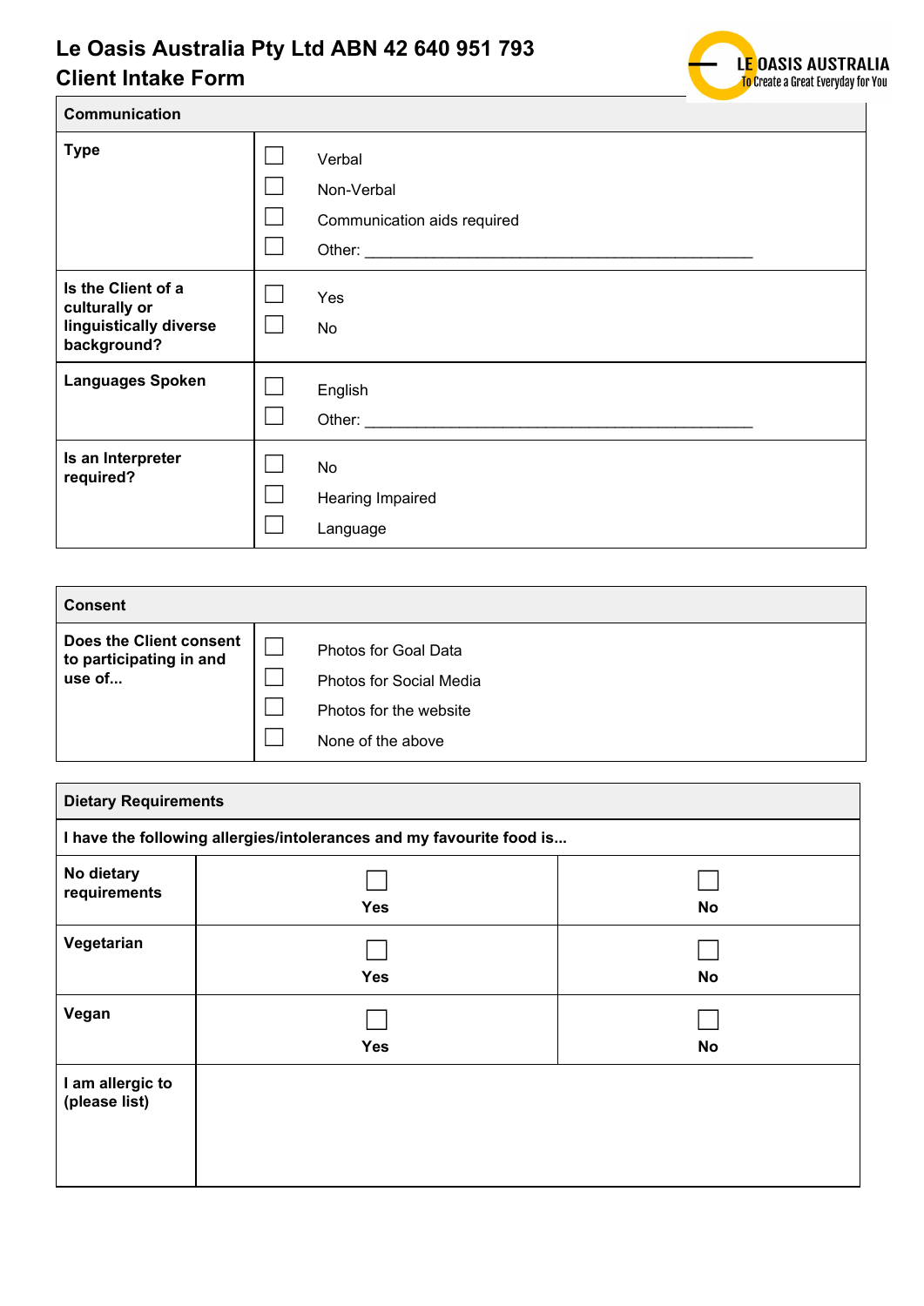# Le Oasis Australia Pty Ltd ABN 42 640 951 793
# Client Intake Form

LE OASIS AUSTRALIA
To Create a Great Everyday for You

| Communication | |
|---|---|
| **Type** | ☐ Verbal<br>☐ Non-Verbal<br>☐ Communication aids required<br>☐ Other: ______________________________________________ |
| **Is the Client of a culturally or linguistically diverse background?** | ☐ Yes<br>☐ No |
| **Languages Spoken** | ☐ English<br>☐ Other: ______________________________________________ |
| **Is an Interpreter required?** | ☐ No<br>☐ Hearing Impaired<br>☐ Language |

| Consent | |
|---|---|
| **Does the Client consent to participating in and use of...** | ☐ Photos for Goal Data<br>☐ Photos for Social Media<br>☐ Photos for the website<br>☐ None of the above |

| Dietary Requirements | | |
|---|---|---|
| **I have the following allergies/intolerances and my favourite food is...** | | |
| **No dietary requirements** | ☐ **Yes** | ☐ **No** |
| **Vegetarian** | ☐ **Yes** | ☐ **No** |
| **Vegan** | ☐ **Yes** | ☐ **No** |
| **I am allergic to (please list)** | | |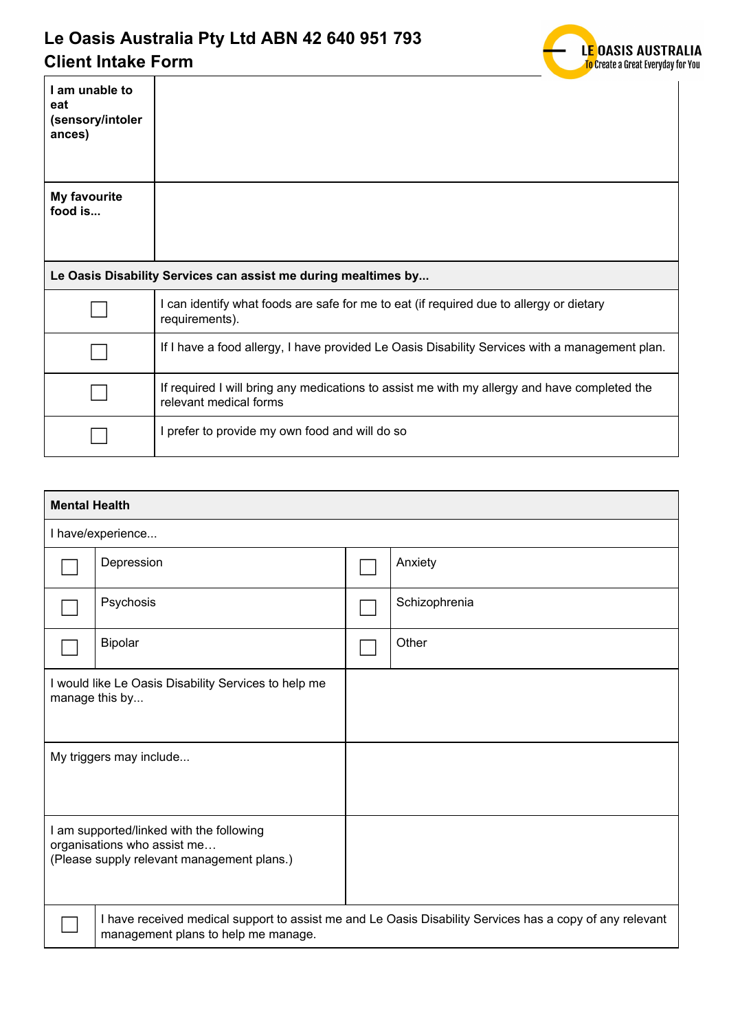# Le Oasis Australia Pty Ltd ABN 42 640 951 793
## Client Intake Form

LE OASIS AUSTRALIA
To Create a Great Everyday for You

| | |
|---|---|
| **I am unable to eat (sensory/intolerances)** | |
| **My favourite food is...** | |

| **Le Oasis Disability Services can assist me during mealtimes by...** | |
|---|---|
| ☐ | I can identify what foods are safe for me to eat (if required due to allergy or dietary requirements). |
| ☐ | If I have a food allergy, I have provided Le Oasis Disability Services with a management plan. |
| ☐ | If required I will bring any medications to assist me with my allergy and have completed the relevant medical forms |
| ☐ | I prefer to provide my own food and will do so |

| **Mental Health** | | | |
|---|---|---|---|
| I have/experience... | | | |
| ☐ | Depression | ☐ | Anxiety |
| ☐ | Psychosis | ☐ | Schizophrenia |
| ☐ | Bipolar | ☐ | Other |
| I would like Le Oasis Disability Services to help me manage this by... | | | |
| My triggers may include... | | | |
| I am supported/linked with the following organisations who assist me… (Please supply relevant management plans.) | | | |
| ☐ | I have received medical support to assist me and Le Oasis Disability Services has a copy of any relevant management plans to help me manage. | | |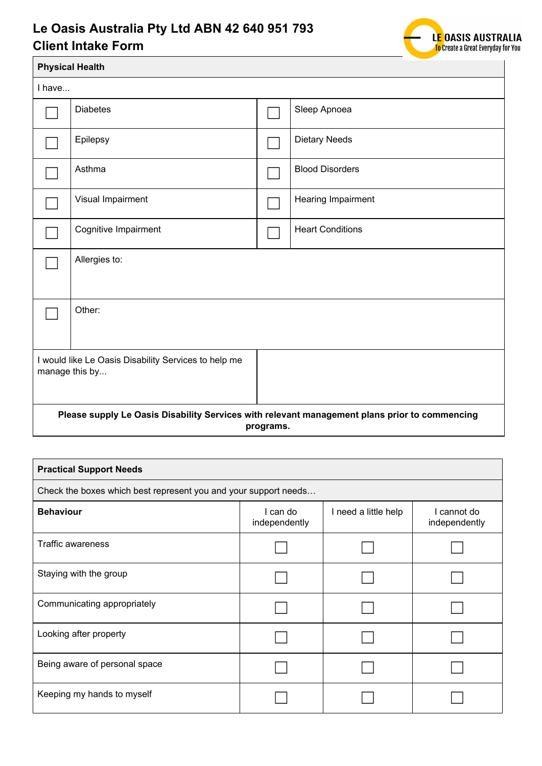# Le Oasis Australia Pty Ltd ABN 42 640 951 793
# Client Intake Form

LE OASIS AUSTRALIA
To Create a Great Everyday for You

| Physical Health | | | |
|---|---|---|---|
| I have... | | | |
| ☐ | Diabetes | ☐ | Sleep Apnoea |
| ☐ | Epilepsy | ☐ | Dietary Needs |
| ☐ | Asthma | ☐ | Blood Disorders |
| ☐ | Visual Impairment | ☐ | Hearing Impairment |
| ☐ | Cognitive Impairment | ☐ | Heart Conditions |
| ☐ | Allergies to: | | |
| ☐ | Other: | | |
| I would like Le Oasis Disability Services to help me manage this by... | | | |

**Please supply Le Oasis Disability Services with relevant management plans prior to commencing programs.**

**Practical Support Needs**

Check the boxes which best represent you and your support needs…

| **Behaviour** | I can do independently | I need a little help | I cannot do independently |
|---|---|---|---|
| Traffic awareness | ☐ | ☐ | ☐ |
| Staying with the group | ☐ | ☐ | ☐ |
| Communicating appropriately | ☐ | ☐ | ☐ |
| Looking after property | ☐ | ☐ | ☐ |
| Being aware of personal space | ☐ | ☐ | ☐ |
| Keeping my hands to myself | ☐ | ☐ | ☐ |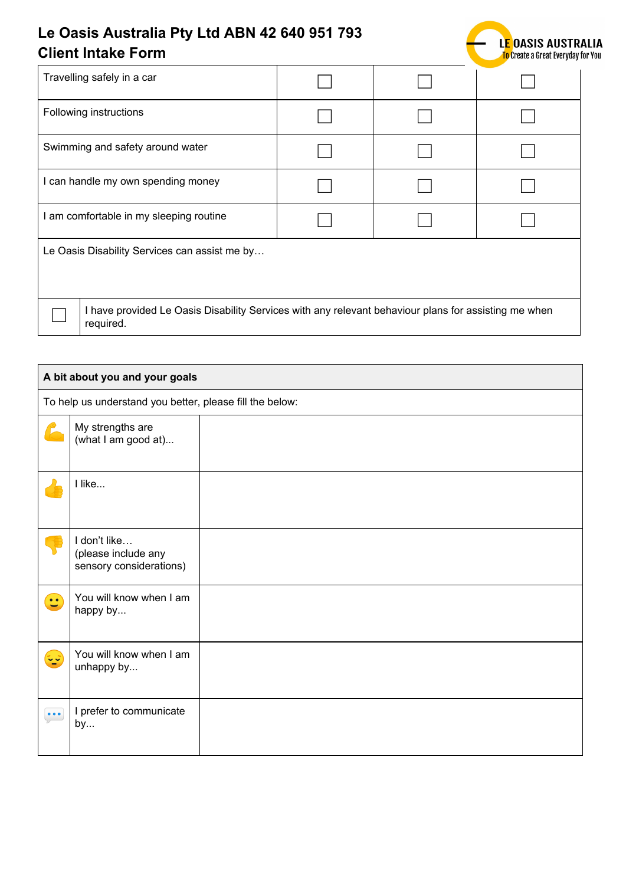# Le Oasis Australia Pty Ltd ABN 42 640 951 793
## Client Intake Form

| | | | |
|---|---|---|---|
| Travelling safely in a car | ☐ | ☐ | ☐ |
| Following instructions | ☐ | ☐ | ☐ |
| Swimming and safety around water | ☐ | ☐ | ☐ |
| I can handle my own spending money | ☐ | ☐ | ☐ |
| I am comfortable in my sleeping routine | ☐ | ☐ | ☐ |
| Le Oasis Disability Services can assist me by… | | | |

☐ I have provided Le Oasis Disability Services with any relevant behaviour plans for assisting me when required.

| **A bit about you and your goals** | | |
|---|---|---|
| To help us understand you better, please fill the below: | | |
| 💪 | My strengths are (what I am good at)... | |
| 👍 | I like... | |
| 👎 | I don't like… (please include any sensory considerations) | |
| 🙂 | You will know when I am happy by... | |
| 😔 | You will know when I am unhappy by... | |
| 💬 | I prefer to communicate by... | |